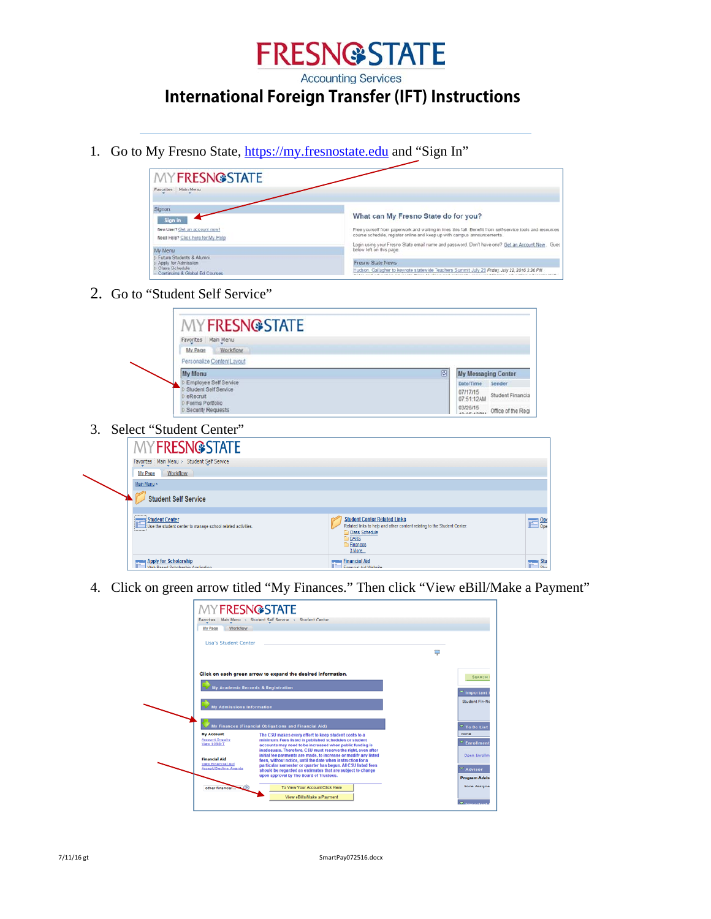# FRESNO STATE

Accounting Services

# International Foreign Transfer (IFT) Instructions

1. Go to My Fresno State, https://my.fresnostate.edu and "Sign In"
2. Go to "Student Self Service"
3. Select "Student Center"
4. Click on green arrow titled "My Finances." Then click "View eBill/Make a Payment"

7/11/16 gt

SmartPay072516.docx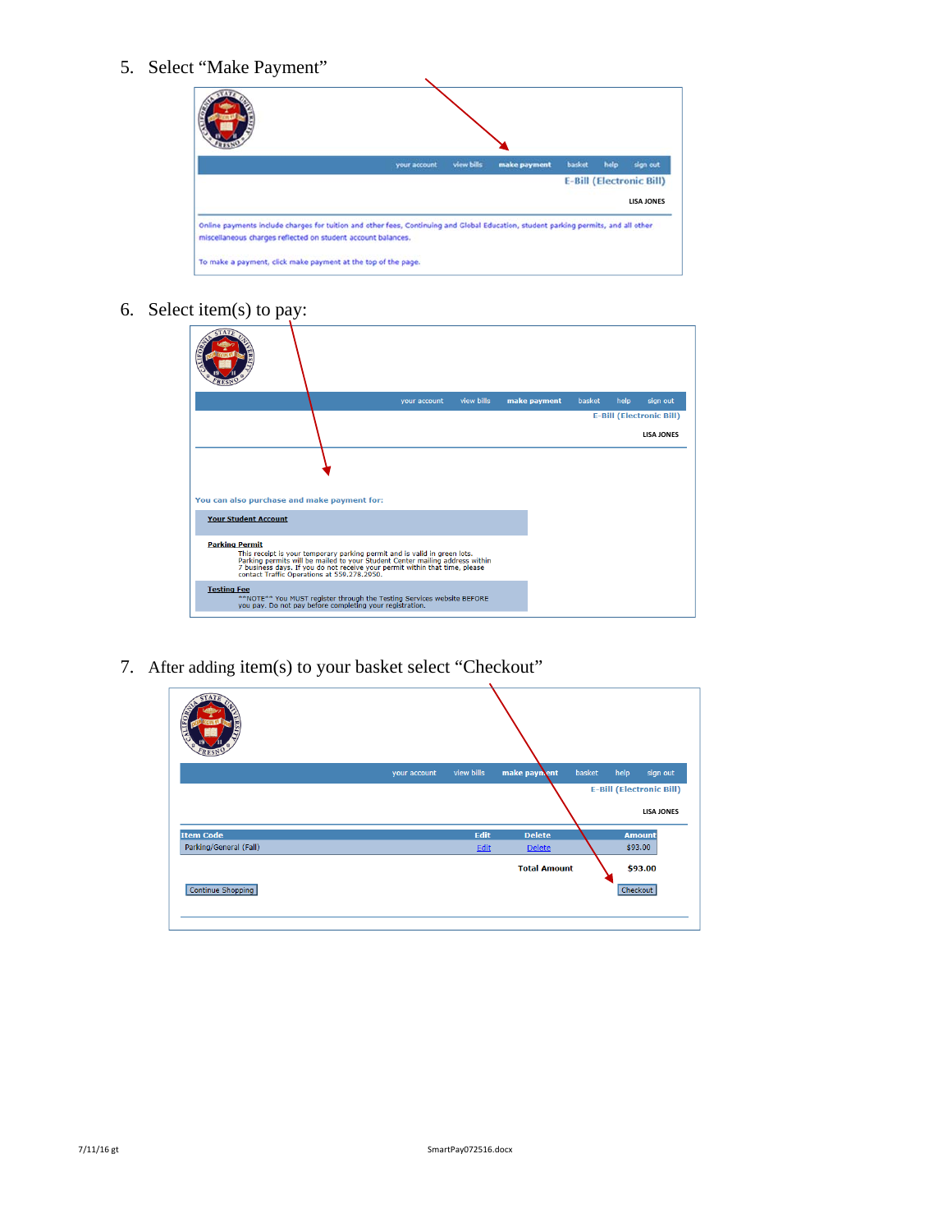5. Select "Make Payment"

your account | view bills | make payment | basket | help | sign out

E-Bill (Electronic Bill)

LISA JONES

Online payments include charges for tuition and other fees, Continuing and Global Education, student parking permits, and all other miscellaneous charges reflected on student account balances.

To make a payment, click make payment at the top of the page.

6. Select item(s) to pay:

your account | view bills | make payment | basket | help | sign out

E-Bill (Electronic Bill)

LISA JONES

You can also purchase and make payment for:

**Your Student Account**

**Parking Permit**
This receipt is your temporary parking permit and is valid in green lots. Parking permits will be mailed to your Student Center mailing address within 7 business days. If you do not receive your permit within that time, please contact Traffic Operations at 559.278.2050.

**Testing Fee**
**NOTE** You MUST register through the Testing Services website BEFORE you pay. Do not pay before completing your registration.

7. After adding item(s) to your basket select "Checkout"

your account | view bills | make payment | basket | help | sign out

E-Bill (Electronic Bill)

LISA JONES

| Item Code | Edit | Delete | Amount |
|---|---|---|---|
| Parking/General (Fall) | Edit | Delete | $93.00 |
| | | Total Amount | $93.00 |

Continue Shopping | Checkout

7/11/16 gt

SmartPay072516.docx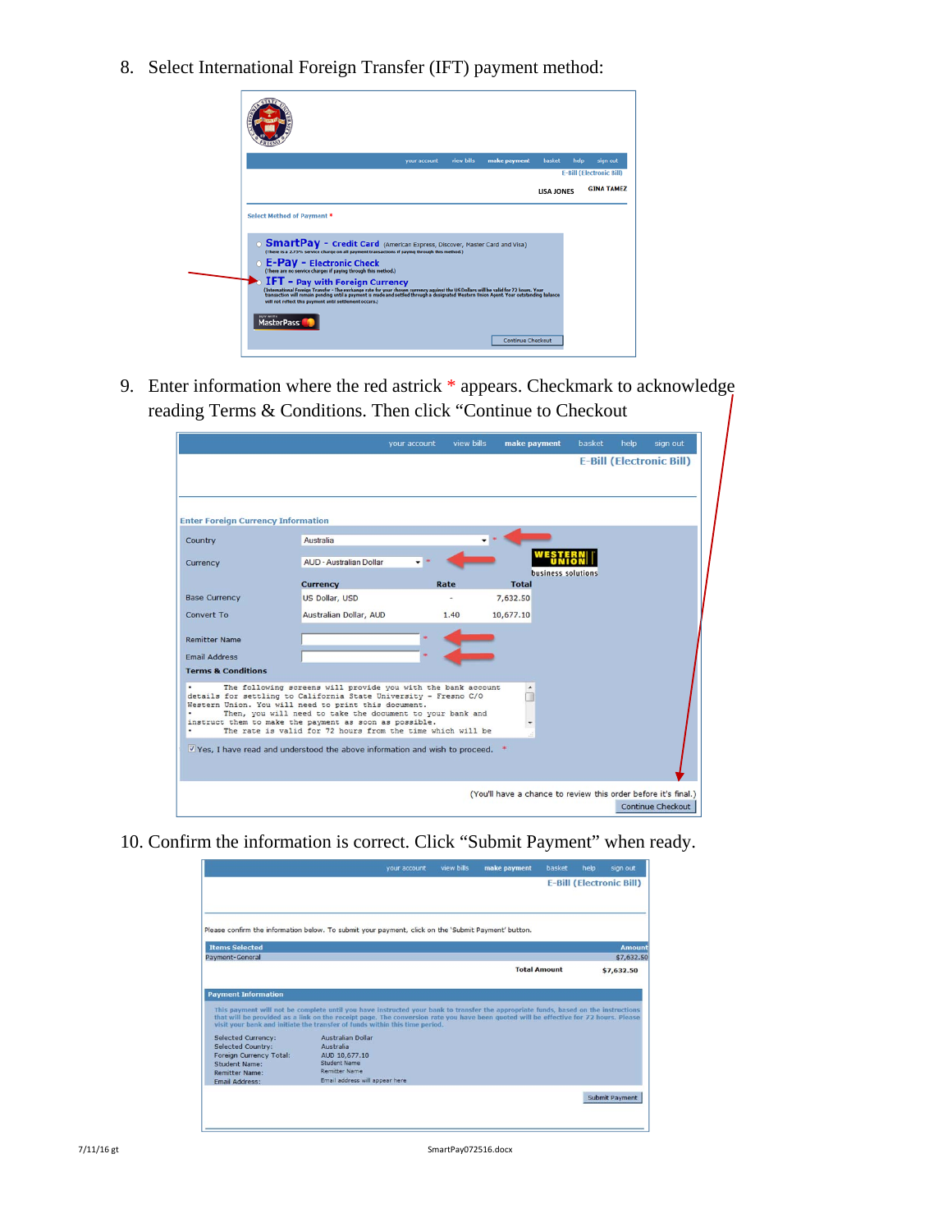8. Select International Foreign Transfer (IFT) payment method:

your account | view bills | make payment | basket | help | sign out

E-Bill (Electronic Bill)

LISA JONES GINA TAMEZ

Select Method of Payment *

- SmartPay - Credit Card (American Express, Discover, Master Card and Visa)
  (There is a 2.75% service charge on all payment transactions if paying through this method.)
- E-Pay - Electronic Check
  (There are no service charges if paying through this method.)
- IFT - Pay with Foreign Currency
  (International Foreign Transfer - The exchange rate for your chosen currency against the US Dollars will be valid for 72 hours. Your transaction will remain pending until a payment is made and settled through a designated Western Union Agent. Your outstanding balance will not reflect this payment until settlement occurs.)

MasterPass

Continue Checkout

9. Enter information where the red astrick * appears. Checkmark to acknowledge reading Terms & Conditions. Then click "Continue to Checkout

your account | view bills | make payment | basket | help | sign out

E-Bill (Electronic Bill)

Enter Foreign Currency Information

Country: Australia *

Currency: AUD - Australian Dollar *

WESTERN UNION business solutions

| | Currency | Rate | Total |
|---|---|---|---|
| Base Currency | US Dollar, USD | - | 7,632.50 |
| Convert To | Australian Dollar, AUD | 1.40 | 10,677.10 |

Remitter Name *

Email Address *

Terms & Conditions

```
•        The following screens will provide you with the bank account
details for settling to California State University - Fresno C/O
Western Union. You will need to print this document.
•        Then, you will need to take the document to your bank and
instruct them to make the payment as soon as possible.
•        The rate is valid for 72 hours from the time which will be
```

☑ Yes, I have read and understood the above information and wish to proceed. *

(You'll have a chance to review this order before it's final.)

Continue Checkout

10. Confirm the information is correct. Click "Submit Payment" when ready.

your account | view bills | make payment | basket | help | sign out

E-Bill (Electronic Bill)

Please confirm the information below. To submit your payment, click on the 'Submit Payment' button.

| Items Selected | Amount |
|---|---|
| Payment-General | $7,632.50 |
| Total Amount | $7,632.50 |

Payment Information

This payment will not be complete until you have instructed your bank to transfer the appropriate funds, based on the instructions that will be provided as a link on the receipt page. The conversion rate you have been quoted will be effective for 72 hours. Please visit your bank and initiate the transfer of funds within this time period.

| | |
|---|---|
| Selected Currency: | Australian Dollar |
| Selected Country: | Australia |
| Foreign Currency Total: | AUD 10,677.10 |
| Student Name: | Student Name |
| Remitter Name: | Remitter Name |
| Email Address: | Email address will appear here |

Submit Payment

7/11/16 gt SmartPay072516.docx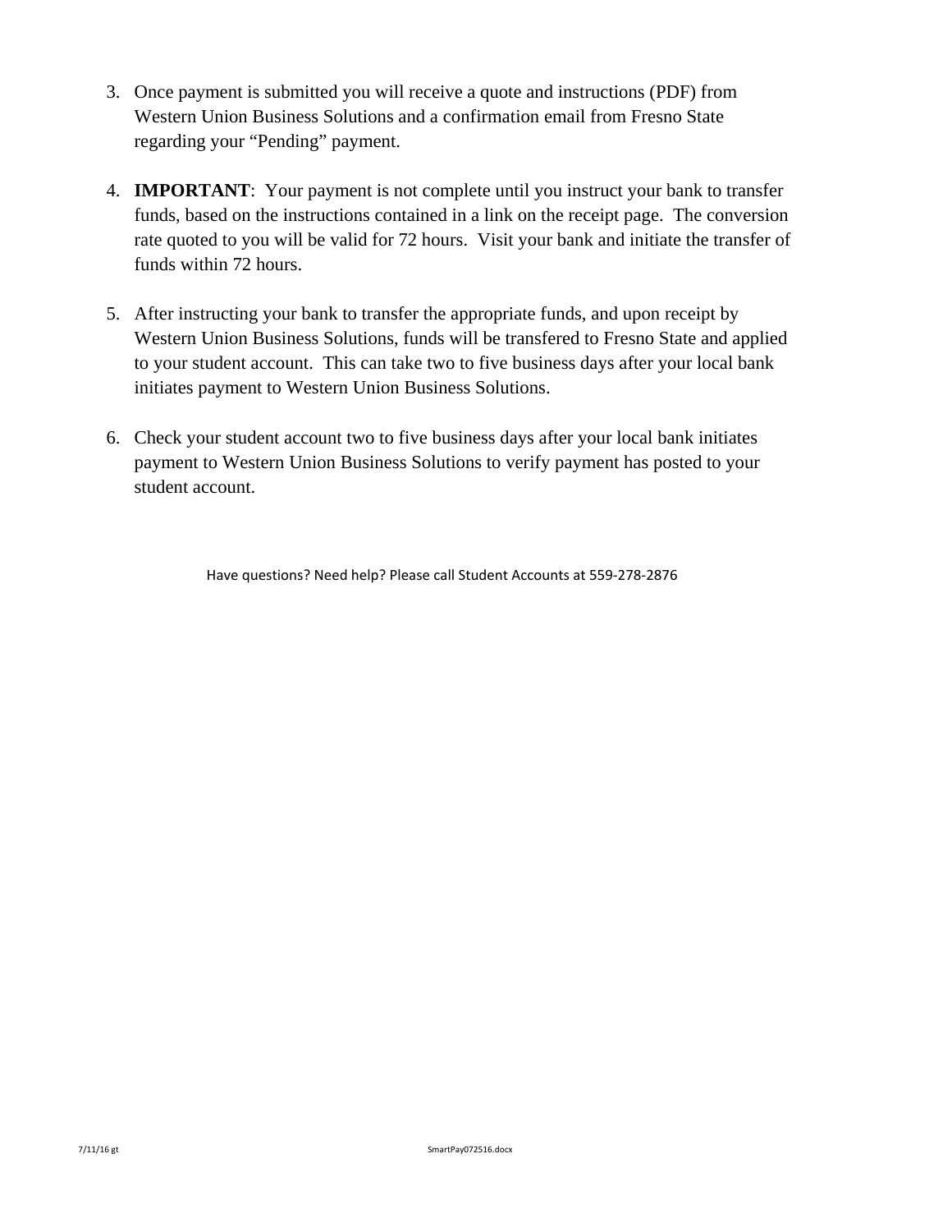3. Once payment is submitted you will receive a quote and instructions (PDF) from Western Union Business Solutions and a confirmation email from Fresno State regarding your "Pending" payment.

4. **IMPORTANT**: Your payment is not complete until you instruct your bank to transfer funds, based on the instructions contained in a link on the receipt page. The conversion rate quoted to you will be valid for 72 hours. Visit your bank and initiate the transfer of funds within 72 hours.

5. After instructing your bank to transfer the appropriate funds, and upon receipt by Western Union Business Solutions, funds will be transfered to Fresno State and applied to your student account. This can take two to five business days after your local bank initiates payment to Western Union Business Solutions.

6. Check your student account two to five business days after your local bank initiates payment to Western Union Business Solutions to verify payment has posted to your student account.

Have questions? Need help? Please call Student Accounts at 559-278-2876